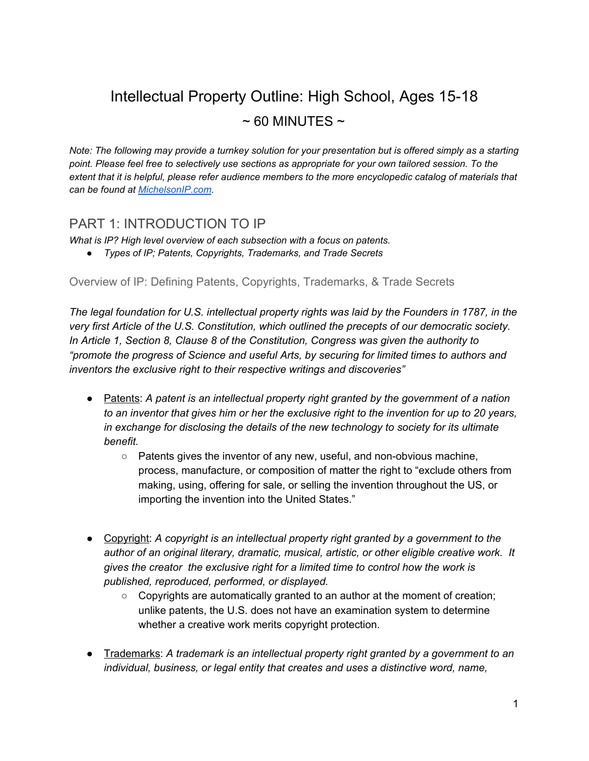# Intellectual Property Outline: High School, Ages 15-18

## ~ 60 MINUTES ~

*Note: The following may provide a turnkey solution for your presentation but is offered simply as a starting point. Please feel free to selectively use sections as appropriate for your own tailored session. To the extent that it is helpful, please refer audience members to the more encyclopedic catalog of materials that can be found at [MichelsonIP.com](MichelsonIP.com).*

## PART 1: INTRODUCTION TO IP

*What is IP? High level overview of each subsection with a focus on patents.*

- *Types of IP; Patents, Copyrights, Trademarks, and Trade Secrets*

### Overview of IP: Defining Patents, Copyrights, Trademarks, & Trade Secrets

*The legal foundation for U.S. intellectual property rights was laid by the Founders in 1787, in the very first Article of the U.S. Constitution, which outlined the precepts of our democratic society. In Article 1, Section 8, Clause 8 of the Constitution, Congress was given the authority to "promote the progress of Science and useful Arts, by securing for limited times to authors and inventors the exclusive right to their respective writings and discoveries"*

- Patents: *A patent is an intellectual property right granted by the government of a nation to an inventor that gives him or her the exclusive right to the invention for up to 20 years, in exchange for disclosing the details of the new technology to society for its ultimate benefit.*
    - Patents gives the inventor of any new, useful, and non-obvious machine, process, manufacture, or composition of matter the right to "exclude others from making, using, offering for sale, or selling the invention throughout the US, or importing the invention into the United States."

- Copyright: *A copyright is an intellectual property right granted by a government to the author of an original literary, dramatic, musical, artistic, or other eligible creative work. It gives the creator the exclusive right for a limited time to control how the work is published, reproduced, performed, or displayed.*
    - Copyrights are automatically granted to an author at the moment of creation; unlike patents, the U.S. does not have an examination system to determine whether a creative work merits copyright protection.

- Trademarks: *A trademark is an intellectual property right granted by a government to an individual, business, or legal entity that creates and uses a distinctive word, name,*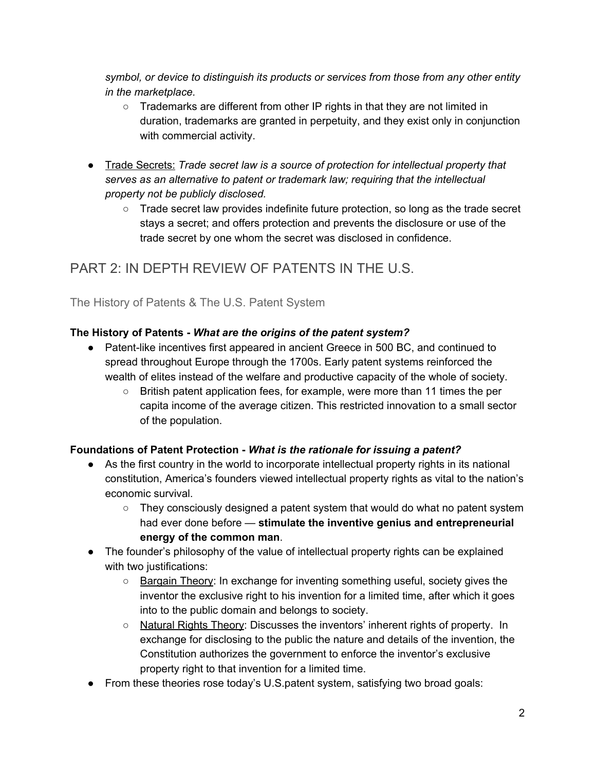*symbol, or device to distinguish its products or services from those from any other entity in the marketplace.*

- Trademarks are different from other IP rights in that they are not limited in duration, trademarks are granted in perpetuity, and they exist only in conjunction with commercial activity.

- Trade Secrets: *Trade secret law is a source of protection for intellectual property that serves as an alternative to patent or trademark law; requiring that the intellectual property not be publicly disclosed.*
  - Trade secret law provides indefinite future protection, so long as the trade secret stays a secret; and offers protection and prevents the disclosure or use of the trade secret by one whom the secret was disclosed in confidence.

## PART 2: IN DEPTH REVIEW OF PATENTS IN THE U.S.

### The History of Patents & The U.S. Patent System

**The History of Patents - *What are the origins of the patent system?***

- Patent-like incentives first appeared in ancient Greece in 500 BC, and continued to spread throughout Europe through the 1700s. Early patent systems reinforced the wealth of elites instead of the welfare and productive capacity of the whole of society.
  - British patent application fees, for example, were more than 11 times the per capita income of the average citizen. This restricted innovation to a small sector of the population.

**Foundations of Patent Protection - *What is the rationale for issuing a patent?***

- As the first country in the world to incorporate intellectual property rights in its national constitution, America's founders viewed intellectual property rights as vital to the nation's economic survival.
  - They consciously designed a patent system that would do what no patent system had ever done before — **stimulate the inventive genius and entrepreneurial energy of the common man**.
- The founder's philosophy of the value of intellectual property rights can be explained with two justifications:
  - Bargain Theory: In exchange for inventing something useful, society gives the inventor the exclusive right to his invention for a limited time, after which it goes into to the public domain and belongs to society.
  - Natural Rights Theory: Discusses the inventors' inherent rights of property. In exchange for disclosing to the public the nature and details of the invention, the Constitution authorizes the government to enforce the inventor's exclusive property right to that invention for a limited time.
- From these theories rose today's U.S.patent system, satisfying two broad goals: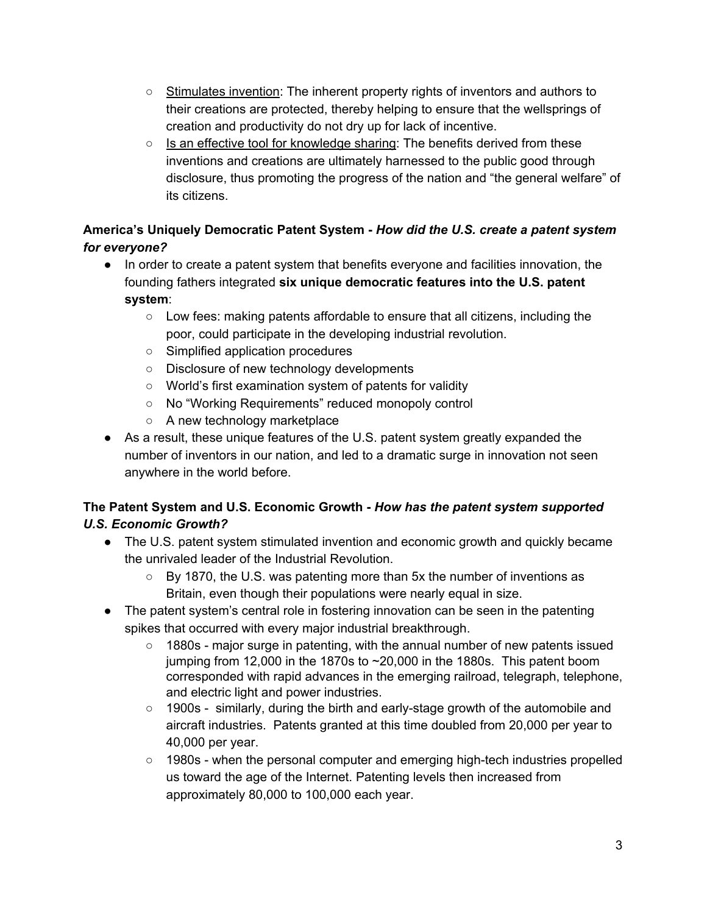- <u>Stimulates invention</u>: The inherent property rights of inventors and authors to their creations are protected, thereby helping to ensure that the wellsprings of creation and productivity do not dry up for lack of incentive.
- <u>Is an effective tool for knowledge sharing</u>: The benefits derived from these inventions and creations are ultimately harnessed to the public good through disclosure, thus promoting the progress of the nation and "the general welfare" of its citizens.

**America's Uniquely Democratic Patent System -** ***How did the U.S. create a patent system for everyone?***

- In order to create a patent system that benefits everyone and facilities innovation, the founding fathers integrated **six unique democratic features into the U.S. patent system**:
  - Low fees: making patents affordable to ensure that all citizens, including the poor, could participate in the developing industrial revolution.
  - Simplified application procedures
  - Disclosure of new technology developments
  - World's first examination system of patents for validity
  - No "Working Requirements" reduced monopoly control
  - A new technology marketplace
- As a result, these unique features of the U.S. patent system greatly expanded the number of inventors in our nation, and led to a dramatic surge in innovation not seen anywhere in the world before.

**The Patent System and U.S. Economic Growth -** ***How has the patent system supported U.S. Economic Growth?***

- The U.S. patent system stimulated invention and economic growth and quickly became the unrivaled leader of the Industrial Revolution.
  - By 1870, the U.S. was patenting more than 5x the number of inventions as Britain, even though their populations were nearly equal in size.
- The patent system's central role in fostering innovation can be seen in the patenting spikes that occurred with every major industrial breakthrough.
  - 1880s - major surge in patenting, with the annual number of new patents issued jumping from 12,000 in the 1870s to ~20,000 in the 1880s. This patent boom corresponded with rapid advances in the emerging railroad, telegraph, telephone, and electric light and power industries.
  - 1900s - similarly, during the birth and early-stage growth of the automobile and aircraft industries. Patents granted at this time doubled from 20,000 per year to 40,000 per year.
  - 1980s - when the personal computer and emerging high-tech industries propelled us toward the age of the Internet. Patenting levels then increased from approximately 80,000 to 100,000 each year.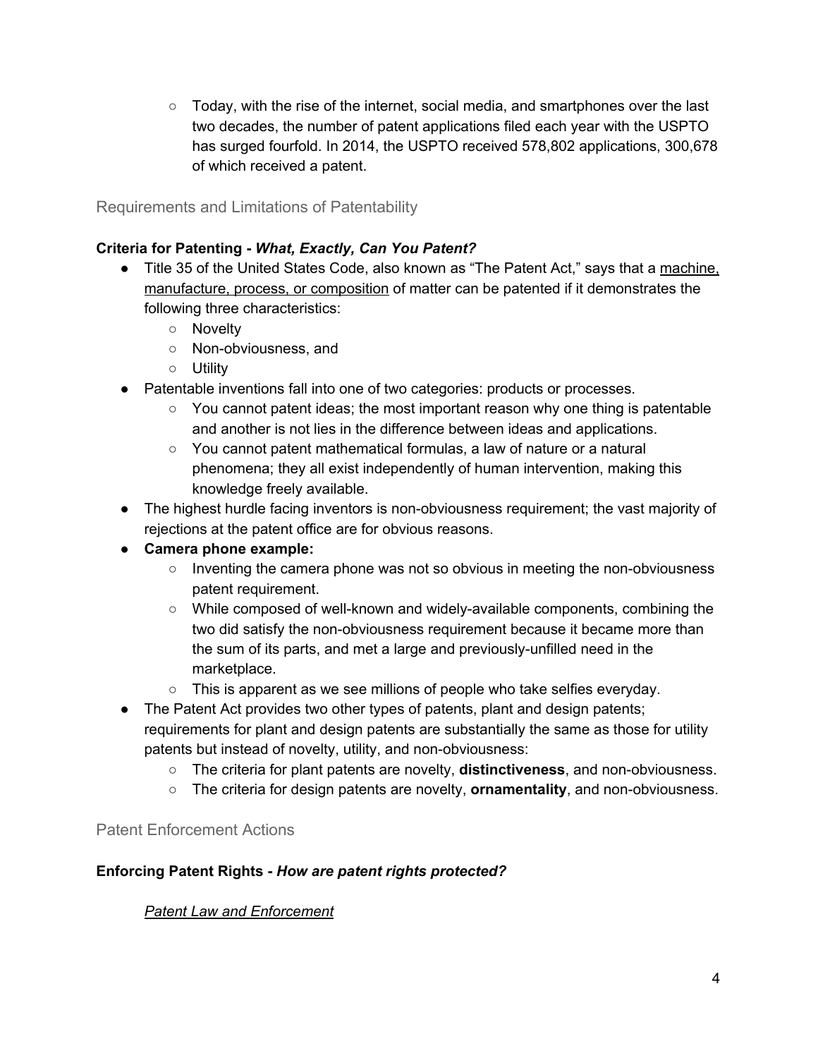- Today, with the rise of the internet, social media, and smartphones over the last two decades, the number of patent applications filed each year with the USPTO has surged fourfold. In 2014, the USPTO received 578,802 applications, 300,678 of which received a patent.

## Requirements and Limitations of Patentability

**Criteria for Patenting - *What, Exactly, Can You Patent?***

- Title 35 of the United States Code, also known as "The Patent Act," says that a machine, manufacture, process, or composition of matter can be patented if it demonstrates the following three characteristics:
  - Novelty
  - Non-obviousness, and
  - Utility
- Patentable inventions fall into one of two categories: products or processes.
  - You cannot patent ideas; the most important reason why one thing is patentable and another is not lies in the difference between ideas and applications.
  - You cannot patent mathematical formulas, a law of nature or a natural phenomena; they all exist independently of human intervention, making this knowledge freely available.
- The highest hurdle facing inventors is non-obviousness requirement; the vast majority of rejections at the patent office are for obvious reasons.
- **Camera phone example:**
  - Inventing the camera phone was not so obvious in meeting the non-obviousness patent requirement.
  - While composed of well-known and widely-available components, combining the two did satisfy the non-obviousness requirement because it became more than the sum of its parts, and met a large and previously-unfilled need in the marketplace.
  - This is apparent as we see millions of people who take selfies everyday.
- The Patent Act provides two other types of patents, plant and design patents; requirements for plant and design patents are substantially the same as those for utility patents but instead of novelty, utility, and non-obviousness:
  - The criteria for plant patents are novelty, **distinctiveness**, and non-obviousness.
  - The criteria for design patents are novelty, **ornamentality**, and non-obviousness.

## Patent Enforcement Actions

**Enforcing Patent Rights - *How are patent rights protected?***

*Patent Law and Enforcement*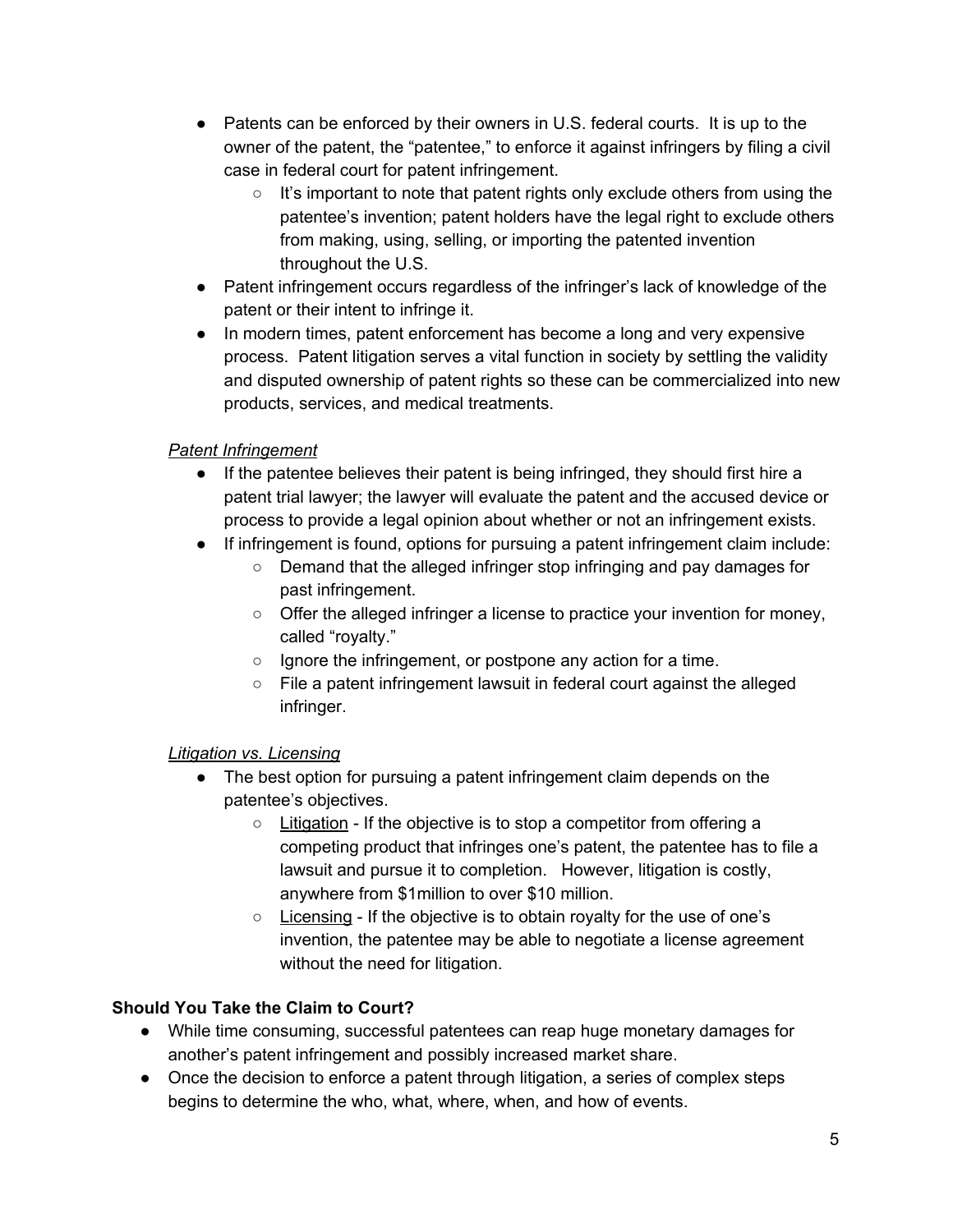- Patents can be enforced by their owners in U.S. federal courts.  It is up to the owner of the patent, the "patentee," to enforce it against infringers by filing a civil case in federal court for patent infringement.
    - It's important to note that patent rights only exclude others from using the patentee's invention; patent holders have the legal right to exclude others from making, using, selling, or importing the patented invention throughout the U.S.
- Patent infringement occurs regardless of the infringer's lack of knowledge of the patent or their intent to infringe it.
- In modern times, patent enforcement has become a long and very expensive process.  Patent litigation serves a vital function in society by settling the validity and disputed ownership of patent rights so these can be commercialized into new products, services, and medical treatments.

*Patent Infringement*

- If the patentee believes their patent is being infringed, they should first hire a patent trial lawyer; the lawyer will evaluate the patent and the accused device or process to provide a legal opinion about whether or not an infringement exists.
- If infringement is found, options for pursuing a patent infringement claim include:
    - Demand that the alleged infringer stop infringing and pay damages for past infringement.
    - Offer the alleged infringer a license to practice your invention for money, called "royalty."
    - Ignore the infringement, or postpone any action for a time.
    - File a patent infringement lawsuit in federal court against the alleged infringer.

*Litigation vs. Licensing*

- The best option for pursuing a patent infringement claim depends on the patentee's objectives.
    - Litigation - If the objective is to stop a competitor from offering a competing product that infringes one's patent, the patentee has to file a lawsuit and pursue it to completion.   However, litigation is costly, anywhere from $1million to over $10 million.
    - Licensing - If the objective is to obtain royalty for the use of one's invention, the patentee may be able to negotiate a license agreement without the need for litigation.

**Should You Take the Claim to Court?**

- While time consuming, successful patentees can reap huge monetary damages for another's patent infringement and possibly increased market share.
- Once the decision to enforce a patent through litigation, a series of complex steps begins to determine the who, what, where, when, and how of events.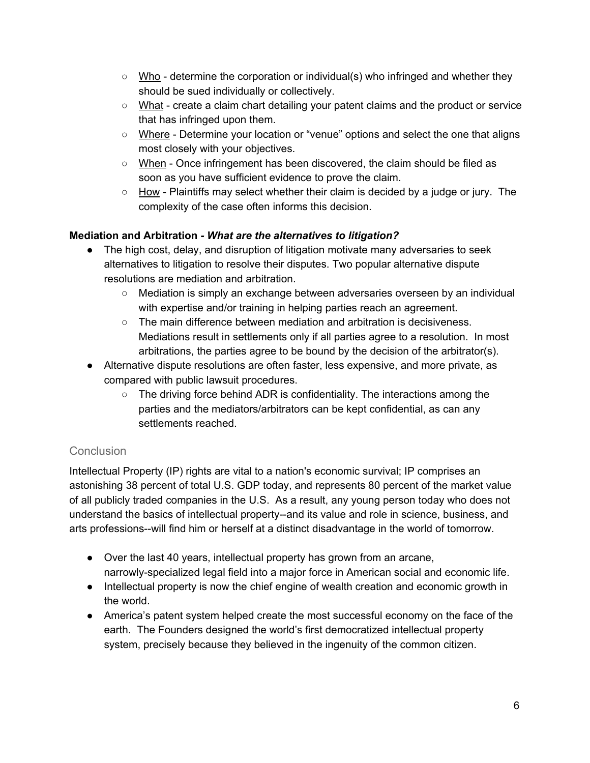- <u>Who</u> - determine the corporation or individual(s) who infringed and whether they should be sued individually or collectively.
    - <u>What</u> - create a claim chart detailing your patent claims and the product or service that has infringed upon them.
    - <u>Where</u> - Determine your location or “venue” options and select the one that aligns most closely with your objectives.
    - <u>When</u> - Once infringement has been discovered, the claim should be filed as soon as you have sufficient evidence to prove the claim.
    - <u>How</u> - Plaintiffs may select whether their claim is decided by a judge or jury. The complexity of the case often informs this decision.

**Mediation and Arbitration** *- **What are the alternatives to litigation?***

- The high cost, delay, and disruption of litigation motivate many adversaries to seek alternatives to litigation to resolve their disputes. Two popular alternative dispute resolutions are mediation and arbitration.
    - Mediation is simply an exchange between adversaries overseen by an individual with expertise and/or training in helping parties reach an agreement.
    - The main difference between mediation and arbitration is decisiveness. Mediations result in settlements only if all parties agree to a resolution. In most arbitrations, the parties agree to be bound by the decision of the arbitrator(s).
- Alternative dispute resolutions are often faster, less expensive, and more private, as compared with public lawsuit procedures.
    - The driving force behind ADR is confidentiality. The interactions among the parties and the mediators/arbitrators can be kept confidential, as can any settlements reached.

## Conclusion

Intellectual Property (IP) rights are vital to a nation's economic survival; IP comprises an astonishing 38 percent of total U.S. GDP today, and represents 80 percent of the market value of all publicly traded companies in the U.S. As a result, any young person today who does not understand the basics of intellectual property--and its value and role in science, business, and arts professions--will find him or herself at a distinct disadvantage in the world of tomorrow.

- Over the last 40 years, intellectual property has grown from an arcane, narrowly-specialized legal field into a major force in American social and economic life.
- Intellectual property is now the chief engine of wealth creation and economic growth in the world.
- America’s patent system helped create the most successful economy on the face of the earth. The Founders designed the world’s first democratized intellectual property system, precisely because they believed in the ingenuity of the common citizen.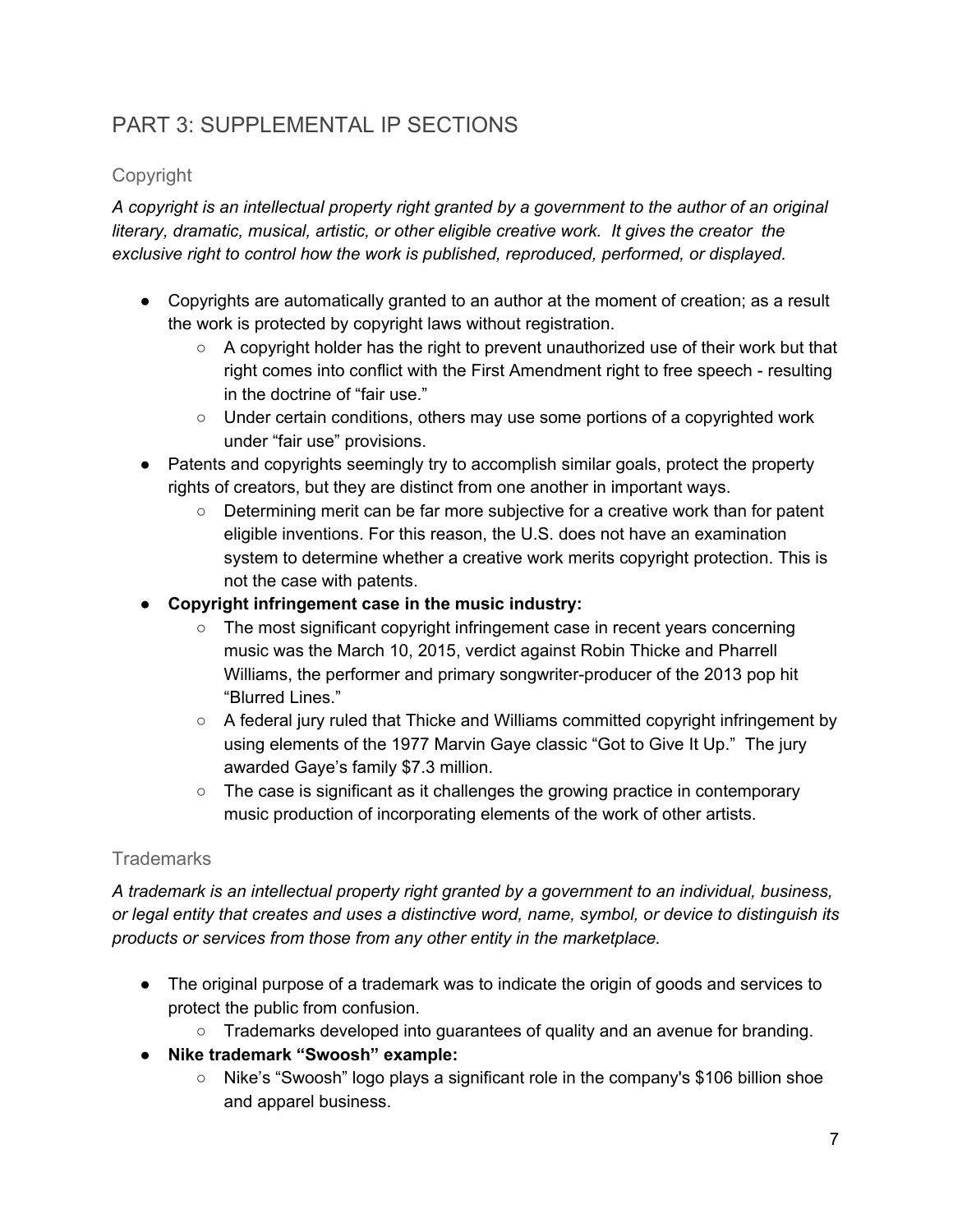## PART 3: SUPPLEMENTAL IP SECTIONS

### Copyright

*A copyright is an intellectual property right granted by a government to the author of an original literary, dramatic, musical, artistic, or other eligible creative work. It gives the creator the exclusive right to control how the work is published, reproduced, performed, or displayed.*

- Copyrights are automatically granted to an author at the moment of creation; as a result the work is protected by copyright laws without registration.
  - A copyright holder has the right to prevent unauthorized use of their work but that right comes into conflict with the First Amendment right to free speech - resulting in the doctrine of "fair use."
  - Under certain conditions, others may use some portions of a copyrighted work under "fair use" provisions.
- Patents and copyrights seemingly try to accomplish similar goals, protect the property rights of creators, but they are distinct from one another in important ways.
  - Determining merit can be far more subjective for a creative work than for patent eligible inventions. For this reason, the U.S. does not have an examination system to determine whether a creative work merits copyright protection. This is not the case with patents.
- **Copyright infringement case in the music industry:**
  - The most significant copyright infringement case in recent years concerning music was the March 10, 2015, verdict against Robin Thicke and Pharrell Williams, the performer and primary songwriter-producer of the 2013 pop hit "Blurred Lines."
  - A federal jury ruled that Thicke and Williams committed copyright infringement by using elements of the 1977 Marvin Gaye classic "Got to Give It Up." The jury awarded Gaye's family $7.3 million.
  - The case is significant as it challenges the growing practice in contemporary music production of incorporating elements of the work of other artists.

### Trademarks

*A trademark is an intellectual property right granted by a government to an individual, business, or legal entity that creates and uses a distinctive word, name, symbol, or device to distinguish its products or services from those from any other entity in the marketplace.*

- The original purpose of a trademark was to indicate the origin of goods and services to protect the public from confusion.
  - Trademarks developed into guarantees of quality and an avenue for branding.
- **Nike trademark "Swoosh" example:**
  - Nike's "Swoosh" logo plays a significant role in the company's $106 billion shoe and apparel business.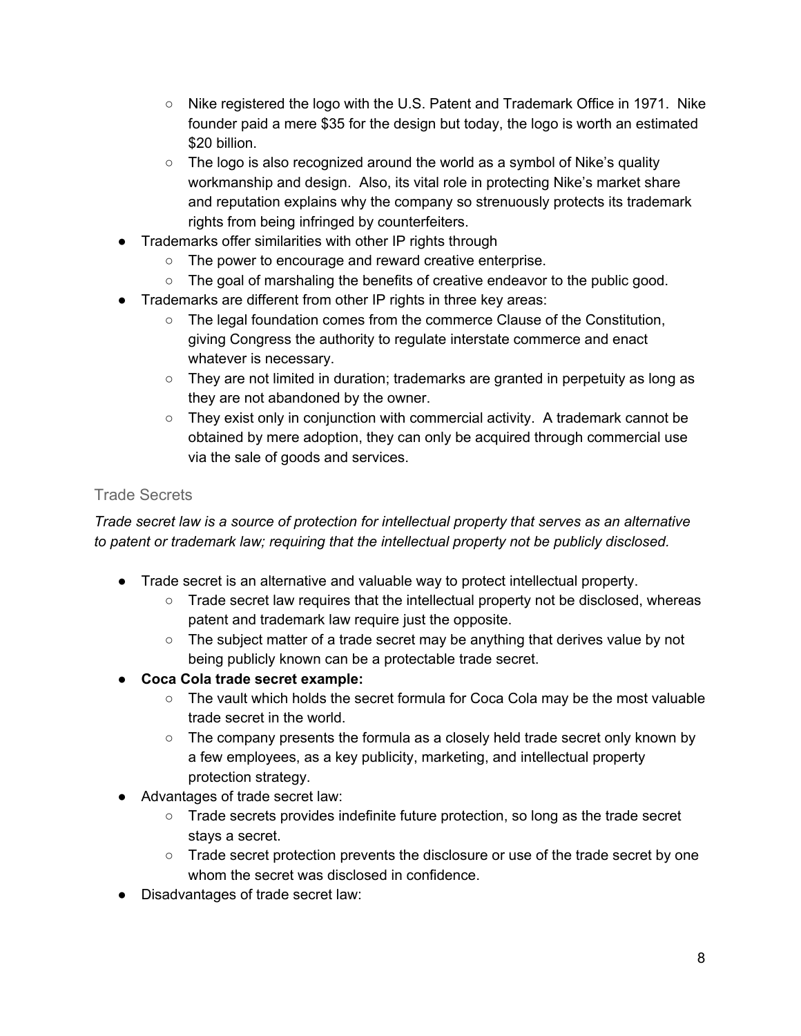- Nike registered the logo with the U.S. Patent and Trademark Office in 1971. Nike founder paid a mere $35 for the design but today, the logo is worth an estimated $20 billion.
    - The logo is also recognized around the world as a symbol of Nike's quality workmanship and design. Also, its vital role in protecting Nike's market share and reputation explains why the company so strenuously protects its trademark rights from being infringed by counterfeiters.
- Trademarks offer similarities with other IP rights through
    - The power to encourage and reward creative enterprise.
    - The goal of marshaling the benefits of creative endeavor to the public good.
- Trademarks are different from other IP rights in three key areas:
    - The legal foundation comes from the commerce Clause of the Constitution, giving Congress the authority to regulate interstate commerce and enact whatever is necessary.
    - They are not limited in duration; trademarks are granted in perpetuity as long as they are not abandoned by the owner.
    - They exist only in conjunction with commercial activity. A trademark cannot be obtained by mere adoption, they can only be acquired through commercial use via the sale of goods and services.

### Trade Secrets

*Trade secret law is a source of protection for intellectual property that serves as an alternative to patent or trademark law; requiring that the intellectual property not be publicly disclosed.*

- Trade secret is an alternative and valuable way to protect intellectual property.
    - Trade secret law requires that the intellectual property not be disclosed, whereas patent and trademark law require just the opposite.
    - The subject matter of a trade secret may be anything that derives value by not being publicly known can be a protectable trade secret.
- **Coca Cola trade secret example:**
    - The vault which holds the secret formula for Coca Cola may be the most valuable trade secret in the world.
    - The company presents the formula as a closely held trade secret only known by a few employees, as a key publicity, marketing, and intellectual property protection strategy.
- Advantages of trade secret law:
    - Trade secrets provides indefinite future protection, so long as the trade secret stays a secret.
    - Trade secret protection prevents the disclosure or use of the trade secret by one whom the secret was disclosed in confidence.
- Disadvantages of trade secret law: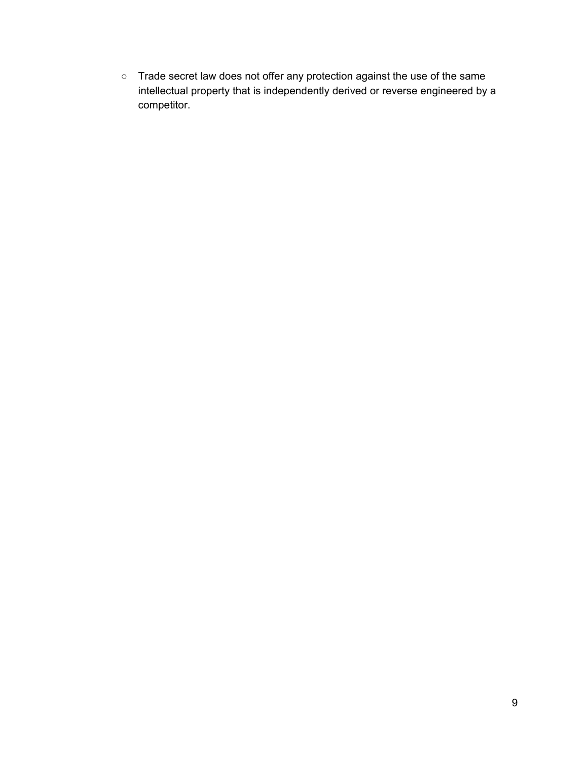- Trade secret law does not offer any protection against the use of the same intellectual property that is independently derived or reverse engineered by a competitor.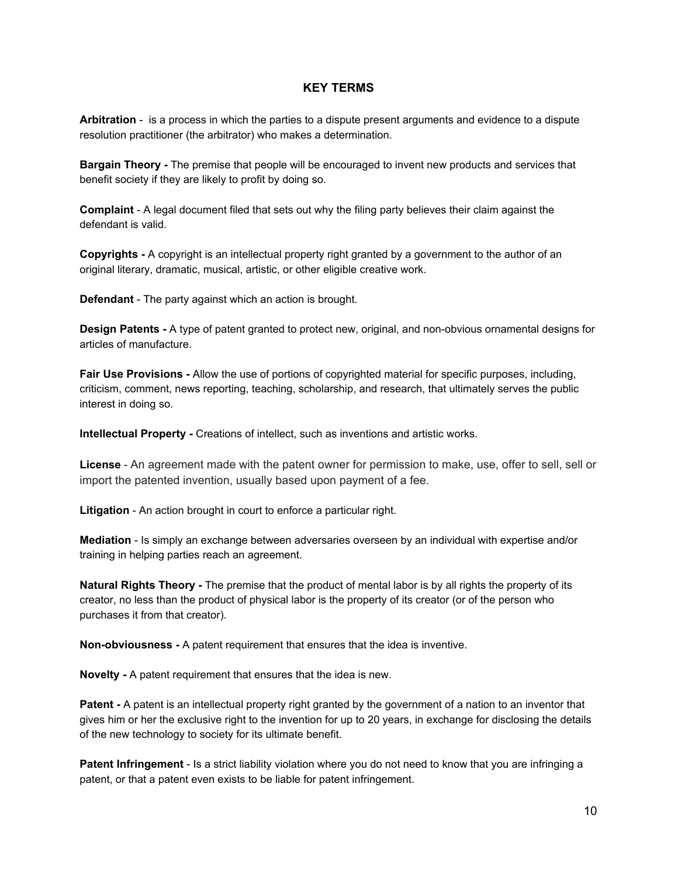## KEY TERMS

**Arbitration** -  is a process in which the parties to a dispute present arguments and evidence to a dispute resolution practitioner (the arbitrator) who makes a determination.

**Bargain Theory -** The premise that people will be encouraged to invent new products and services that benefit society if they are likely to profit by doing so.

**Complaint** - A legal document filed that sets out why the filing party believes their claim against the defendant is valid.

**Copyrights -** A copyright is an intellectual property right granted by a government to the author of an original literary, dramatic, musical, artistic, or other eligible creative work.

**Defendant** - The party against which an action is brought.

**Design Patents -** A type of patent granted to protect new, original, and non-obvious ornamental designs for articles of manufacture.

**Fair Use Provisions -** Allow the use of portions of copyrighted material for specific purposes, including, criticism, comment, news reporting, teaching, scholarship, and research, that ultimately serves the public interest in doing so.

**Intellectual Property -** Creations of intellect, such as inventions and artistic works.

**License** - An agreement made with the patent owner for permission to make, use, offer to sell, sell or import the patented invention, usually based upon payment of a fee.

**Litigation** - An action brought in court to enforce a particular right.

**Mediation** - Is simply an exchange between adversaries overseen by an individual with expertise and/or training in helping parties reach an agreement.

**Natural Rights Theory -** The premise that the product of mental labor is by all rights the property of its creator, no less than the product of physical labor is the property of its creator (or of the person who purchases it from that creator).

**Non-obviousness -** A patent requirement that ensures that the idea is inventive.

**Novelty -** A patent requirement that ensures that the idea is new.

**Patent -** A patent is an intellectual property right granted by the government of a nation to an inventor that gives him or her the exclusive right to the invention for up to 20 years, in exchange for disclosing the details of the new technology to society for its ultimate benefit.

**Patent Infringement** - Is a strict liability violation where you do not need to know that you are infringing a patent, or that a patent even exists to be liable for patent infringement.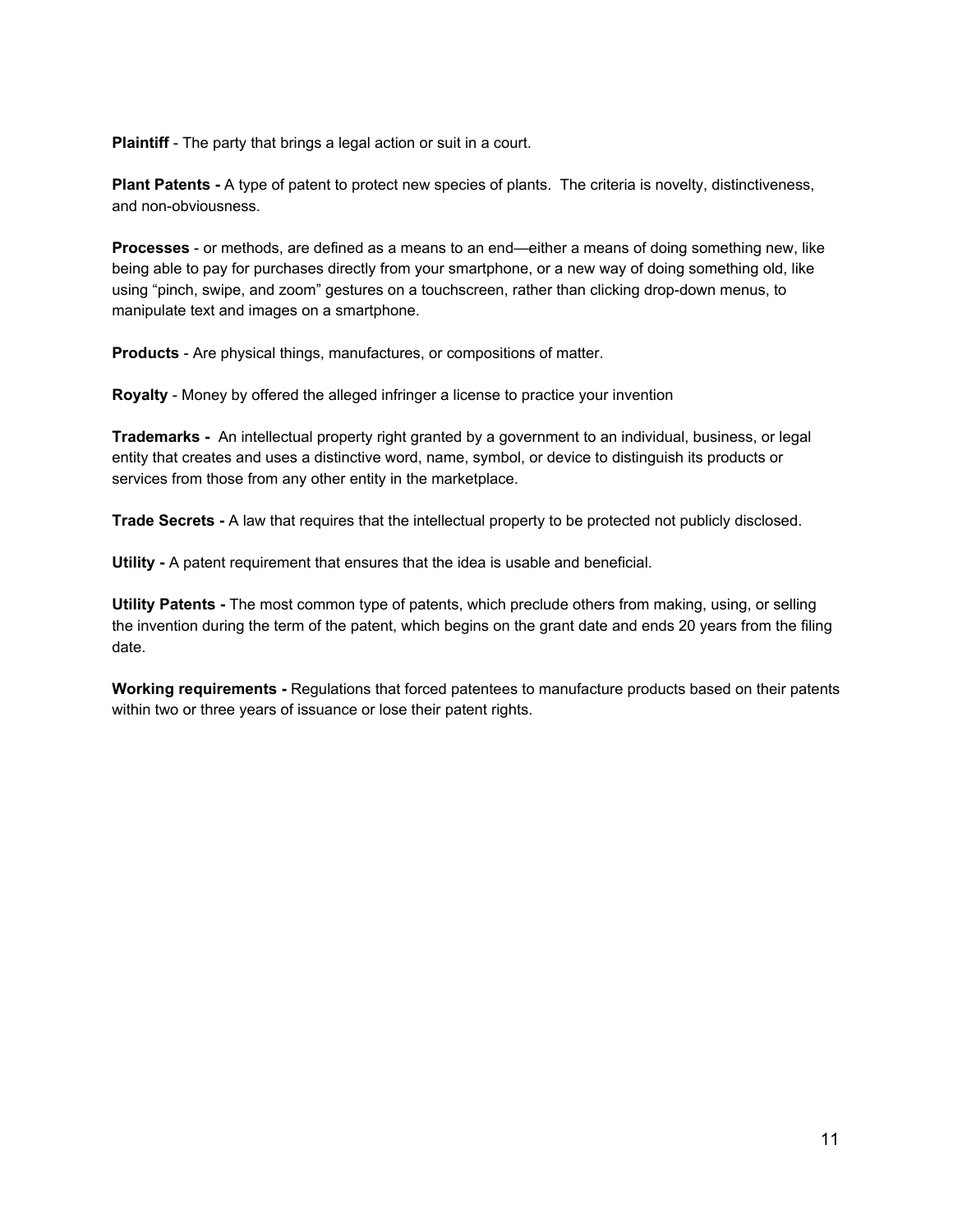**Plaintiff** - The party that brings a legal action or suit in a court.

**Plant Patents -** A type of patent to protect new species of plants. The criteria is novelty, distinctiveness, and non-obviousness.

**Processes** - or methods, are defined as a means to an end—either a means of doing something new, like being able to pay for purchases directly from your smartphone, or a new way of doing something old, like using "pinch, swipe, and zoom" gestures on a touchscreen, rather than clicking drop-down menus, to manipulate text and images on a smartphone.

**Products** - Are physical things, manufactures, or compositions of matter.

**Royalty** - Money by offered the alleged infringer a license to practice your invention

**Trademarks -** An intellectual property right granted by a government to an individual, business, or legal entity that creates and uses a distinctive word, name, symbol, or device to distinguish its products or services from those from any other entity in the marketplace.

**Trade Secrets -** A law that requires that the intellectual property to be protected not publicly disclosed.

**Utility -** A patent requirement that ensures that the idea is usable and beneficial.

**Utility Patents -** The most common type of patents, which preclude others from making, using, or selling the invention during the term of the patent, which begins on the grant date and ends 20 years from the filing date.

**Working requirements -** Regulations that forced patentees to manufacture products based on their patents within two or three years of issuance or lose their patent rights.